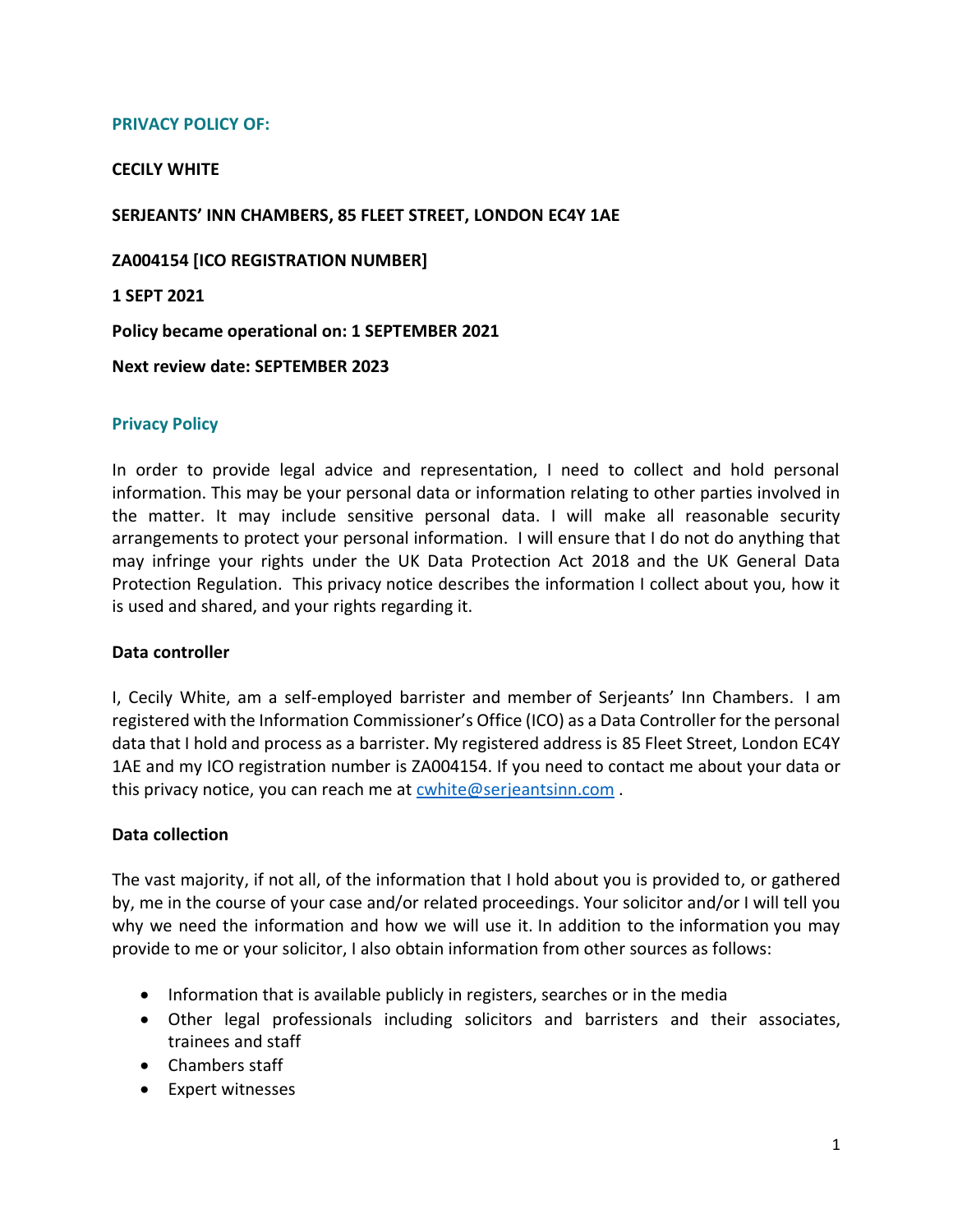## PRIVACY POLICY OF:

**CECILY WHITE**

**SERJEANTS' INN CHAMBERS, 85 FLEET STREET, LONDON EC4Y 1AE**

**ZA004154 [ICO REGISTRATION NUMBER]**

**1 SEPT 2021**

**Policy became operational on: 1 SEPTEMBER 2021**

**Next review date: SEPTEMBER 2023**

## Privacy Policy

In order to provide legal advice and representation, I need to collect and hold personal information. This may be your personal data or information relating to other parties involved in the matter. It may include sensitive personal data. I will make all reasonable security arrangements to protect your personal information. I will ensure that I do not do anything that may infringe your rights under the UK Data Protection Act 2018 and the UK General Data Protection Regulation. This privacy notice describes the information I collect about you, how it is used and shared, and your rights regarding it.

### Data controller

I, Cecily White, am a self-employed barrister and member of Serjeants' Inn Chambers. I am registered with the Information Commissioner's Office (ICO) as a Data Controller for the personal data that I hold and process as a barrister. My registered address is 85 Fleet Street, London EC4Y 1AE and my ICO registration number is ZA004154. If you need to contact me about your data or this privacy notice, you can reach me at cwhite@serjeantsinn.com .

### Data collection

The vast majority, if not all, of the information that I hold about you is provided to, or gathered by, me in the course of your case and/or related proceedings. Your solicitor and/or I will tell you why we need the information and how we will use it. In addition to the information you may provide to me or your solicitor, I also obtain information from other sources as follows:

- Information that is available publicly in registers, searches or in the media
- Other legal professionals including solicitors and barristers and their associates, trainees and staff
- Chambers staff
- Expert witnesses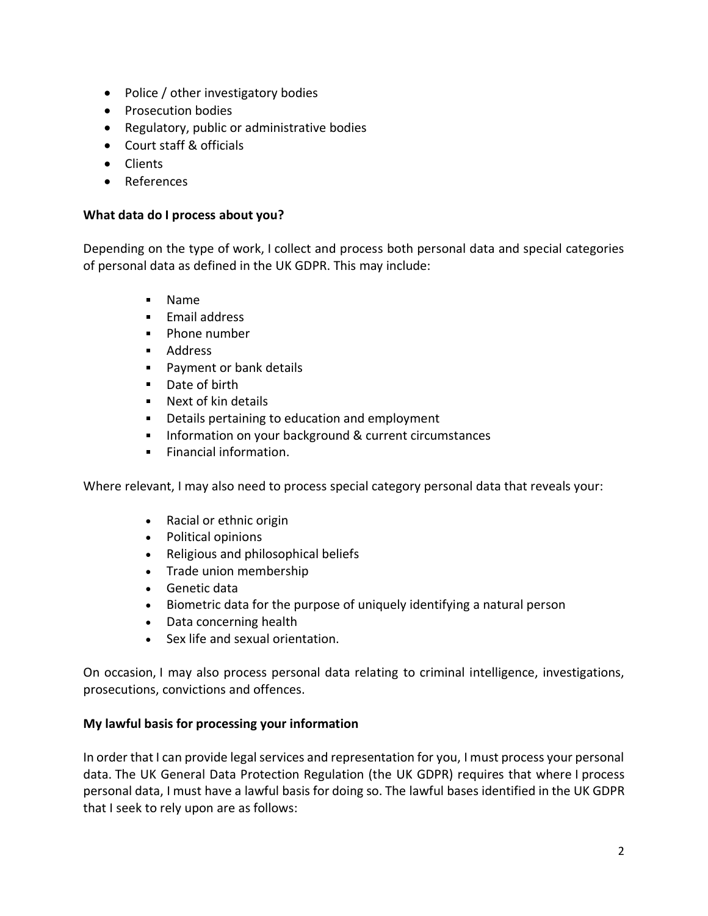- Police / other investigatory bodies
- Prosecution bodies
- Regulatory, public or administrative bodies
- Court staff & officials
- Clients
- References

**What data do I process about you?**

Depending on the type of work, I collect and process both personal data and special categories of personal data as defined in the UK GDPR. This may include:

- Name
- Email address
- Phone number
- Address
- Payment or bank details
- Date of birth
- Next of kin details
- Details pertaining to education and employment
- Information on your background & current circumstances
- Financial information.

Where relevant, I may also need to process special category personal data that reveals your:

- Racial or ethnic origin
- Political opinions
- Religious and philosophical beliefs
- Trade union membership
- Genetic data
- Biometric data for the purpose of uniquely identifying a natural person
- Data concerning health
- Sex life and sexual orientation.

On occasion, I may also process personal data relating to criminal intelligence, investigations, prosecutions, convictions and offences.

**My lawful basis for processing your information**

In order that I can provide legal services and representation for you, I must process your personal data. The UK General Data Protection Regulation (the UK GDPR) requires that where I process personal data, I must have a lawful basis for doing so. The lawful bases identified in the UK GDPR that I seek to rely upon are as follows: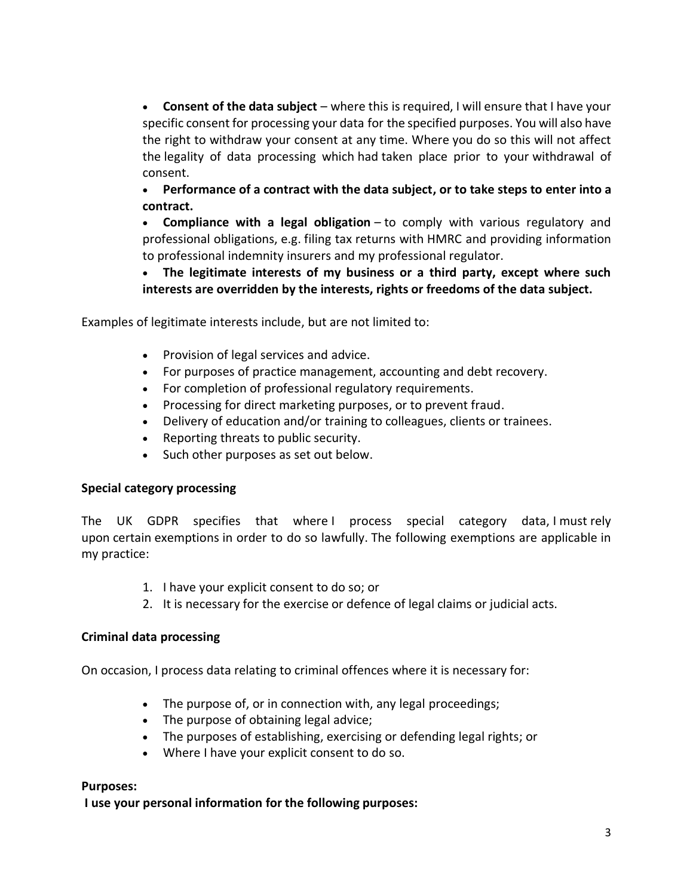- **Consent of the data subject** – where this is required, I will ensure that I have your specific consent for processing your data for the specified purposes. You will also have the right to withdraw your consent at any time. Where you do so this will not affect the legality of data processing which had taken place prior to your withdrawal of consent.
- **Performance of a contract with the data subject, or to take steps to enter into a contract.**
- **Compliance with a legal obligation** – to comply with various regulatory and professional obligations, e.g. filing tax returns with HMRC and providing information to professional indemnity insurers and my professional regulator.
- **The legitimate interests of my business or a third party, except where such interests are overridden by the interests, rights or freedoms of the data subject.**

Examples of legitimate interests include, but are not limited to:

- Provision of legal services and advice.
- For purposes of practice management, accounting and debt recovery.
- For completion of professional regulatory requirements.
- Processing for direct marketing purposes, or to prevent fraud.
- Delivery of education and/or training to colleagues, clients or trainees.
- Reporting threats to public security.
- Such other purposes as set out below.

**Special category processing**

The UK GDPR specifies that where I process special category data, I must rely upon certain exemptions in order to do so lawfully. The following exemptions are applicable in my practice:

1. I have your explicit consent to do so; or
2. It is necessary for the exercise or defence of legal claims or judicial acts.

**Criminal data processing**

On occasion, I process data relating to criminal offences where it is necessary for:

- The purpose of, or in connection with, any legal proceedings;
- The purpose of obtaining legal advice;
- The purposes of establishing, exercising or defending legal rights; or
- Where I have your explicit consent to do so.

**Purposes:**

**I use your personal information for the following purposes:**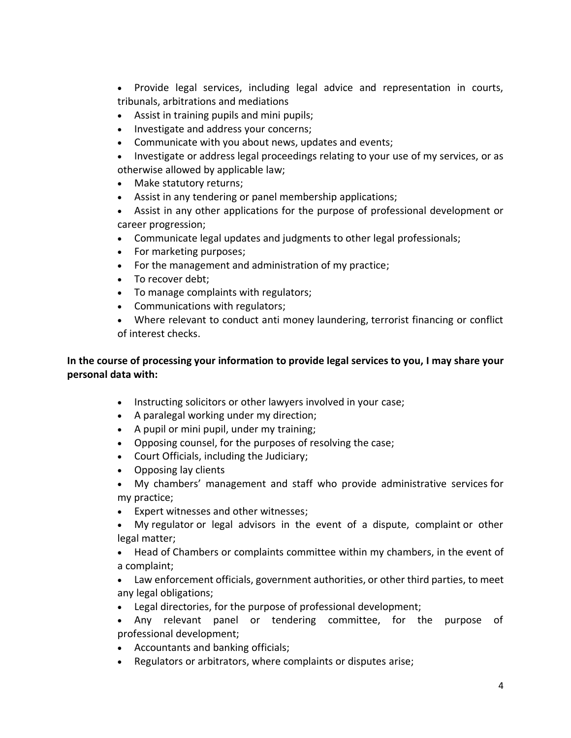- Provide legal services, including legal advice and representation in courts, tribunals, arbitrations and mediations
- Assist in training pupils and mini pupils;
- Investigate and address your concerns;
- Communicate with you about news, updates and events;
- Investigate or address legal proceedings relating to your use of my services, or as otherwise allowed by applicable law;
- Make statutory returns;
- Assist in any tendering or panel membership applications;
- Assist in any other applications for the purpose of professional development or career progression;
- Communicate legal updates and judgments to other legal professionals;
- For marketing purposes;
- For the management and administration of my practice;
- To recover debt;
- To manage complaints with regulators;
- Communications with regulators;
- Where relevant to conduct anti money laundering, terrorist financing or conflict of interest checks.

**In the course of processing your information to provide legal services to you, I may share your personal data with:**

- Instructing solicitors or other lawyers involved in your case;
- A paralegal working under my direction;
- A pupil or mini pupil, under my training;
- Opposing counsel, for the purposes of resolving the case;
- Court Officials, including the Judiciary;
- Opposing lay clients
- My chambers' management and staff who provide administrative services for my practice;
- Expert witnesses and other witnesses;
- My regulator or legal advisors in the event of a dispute, complaint or other legal matter;
- Head of Chambers or complaints committee within my chambers, in the event of a complaint;
- Law enforcement officials, government authorities, or other third parties, to meet any legal obligations;
- Legal directories, for the purpose of professional development;
- Any relevant panel or tendering committee, for the purpose of professional development;
- Accountants and banking officials;
- Regulators or arbitrators, where complaints or disputes arise;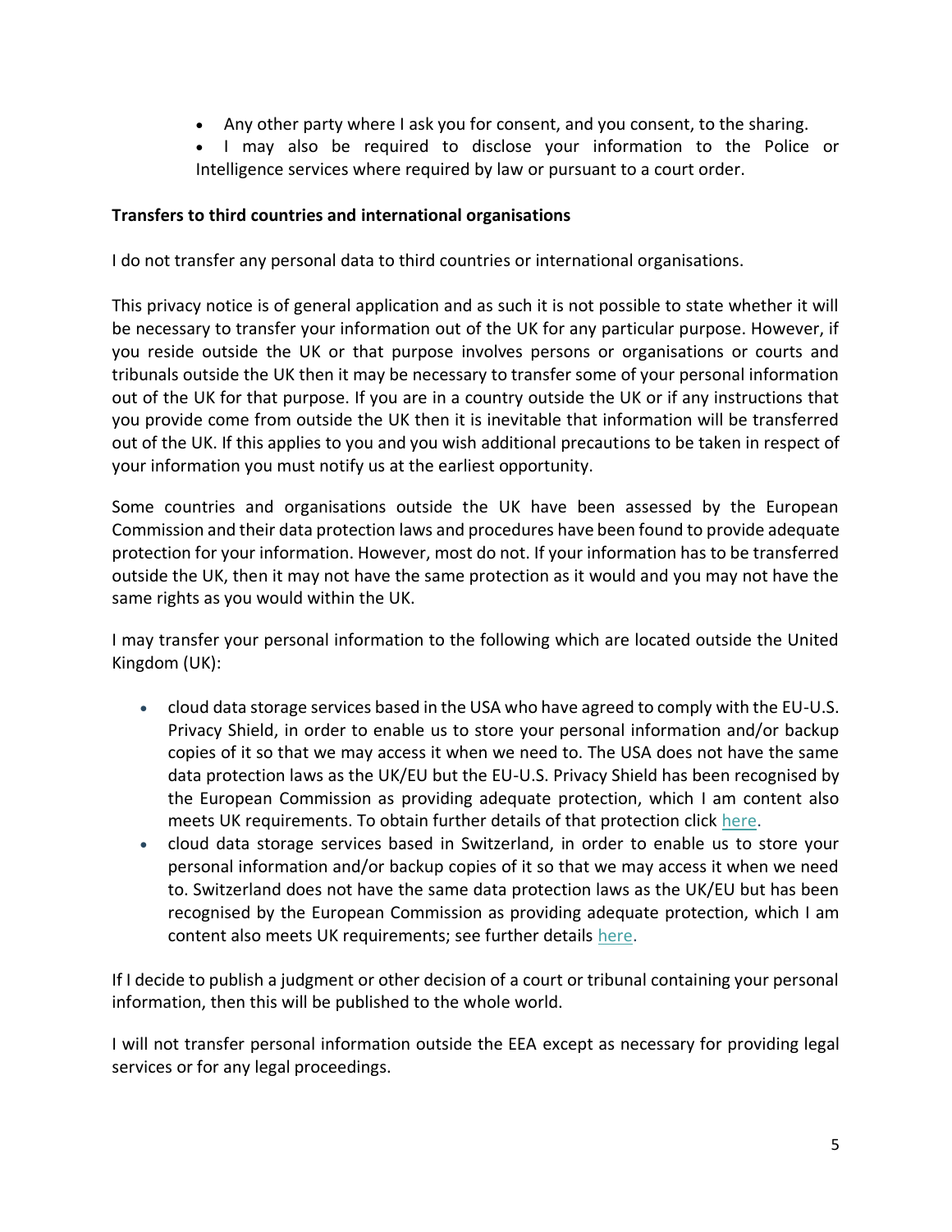- Any other party where I ask you for consent, and you consent, to the sharing.
- I may also be required to disclose your information to the Police or Intelligence services where required by law or pursuant to a court order.

**Transfers to third countries and international organisations**

I do not transfer any personal data to third countries or international organisations.

This privacy notice is of general application and as such it is not possible to state whether it will be necessary to transfer your information out of the UK for any particular purpose. However, if you reside outside the UK or that purpose involves persons or organisations or courts and tribunals outside the UK then it may be necessary to transfer some of your personal information out of the UK for that purpose. If you are in a country outside the UK or if any instructions that you provide come from outside the UK then it is inevitable that information will be transferred out of the UK. If this applies to you and you wish additional precautions to be taken in respect of your information you must notify us at the earliest opportunity.

Some countries and organisations outside the UK have been assessed by the European Commission and their data protection laws and procedures have been found to provide adequate protection for your information. However, most do not. If your information has to be transferred outside the UK, then it may not have the same protection as it would and you may not have the same rights as you would within the UK.

I may transfer your personal information to the following which are located outside the United Kingdom (UK):

- cloud data storage services based in the USA who have agreed to comply with the EU-U.S. Privacy Shield, in order to enable us to store your personal information and/or backup copies of it so that we may access it when we need to. The USA does not have the same data protection laws as the UK/EU but the EU-U.S. Privacy Shield has been recognised by the European Commission as providing adequate protection, which I am content also meets UK requirements. To obtain further details of that protection click here.
- cloud data storage services based in Switzerland, in order to enable us to store your personal information and/or backup copies of it so that we may access it when we need to. Switzerland does not have the same data protection laws as the UK/EU but has been recognised by the European Commission as providing adequate protection, which I am content also meets UK requirements; see further details here.

If I decide to publish a judgment or other decision of a court or tribunal containing your personal information, then this will be published to the whole world.

I will not transfer personal information outside the EEA except as necessary for providing legal services or for any legal proceedings.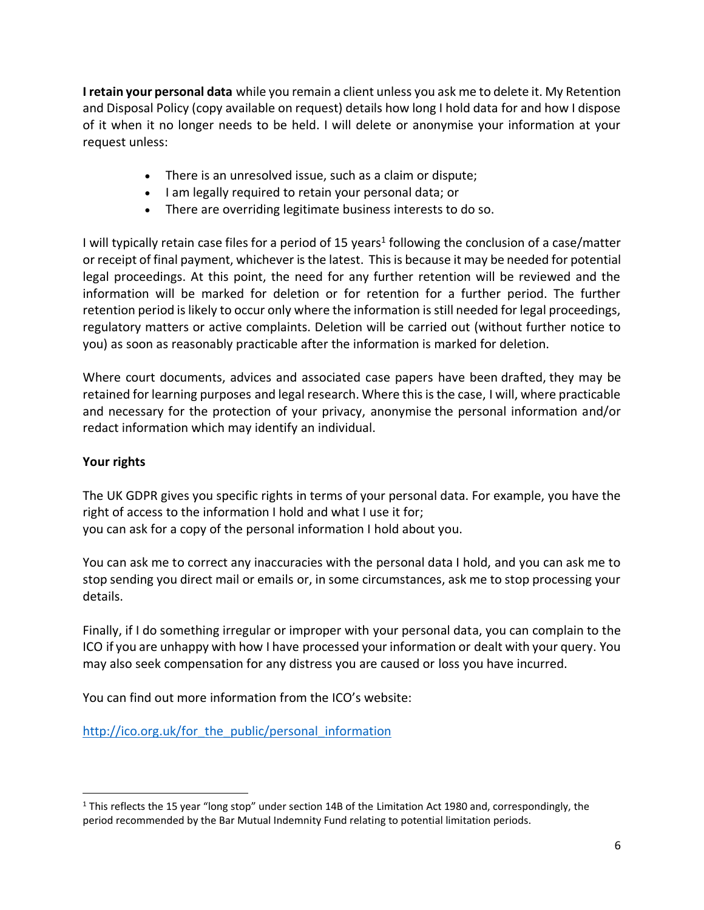**I retain your personal data** while you remain a client unless you ask me to delete it. My Retention and Disposal Policy (copy available on request) details how long I hold data for and how I dispose of it when it no longer needs to be held. I will delete or anonymise your information at your request unless:

- There is an unresolved issue, such as a claim or dispute;
- I am legally required to retain your personal data; or
- There are overriding legitimate business interests to do so.

I will typically retain case files for a period of 15 years[1] following the conclusion of a case/matter or receipt of final payment, whichever is the latest. This is because it may be needed for potential legal proceedings. At this point, the need for any further retention will be reviewed and the information will be marked for deletion or for retention for a further period. The further retention period is likely to occur only where the information is still needed for legal proceedings, regulatory matters or active complaints. Deletion will be carried out (without further notice to you) as soon as reasonably practicable after the information is marked for deletion.

Where court documents, advices and associated case papers have been drafted, they may be retained for learning purposes and legal research. Where this is the case, I will, where practicable and necessary for the protection of your privacy, anonymise the personal information and/or redact information which may identify an individual.

**Your rights**

The UK GDPR gives you specific rights in terms of your personal data. For example, you have the right of access to the information I hold and what I use it for;
you can ask for a copy of the personal information I hold about you.

You can ask me to correct any inaccuracies with the personal data I hold, and you can ask me to stop sending you direct mail or emails or, in some circumstances, ask me to stop processing your details.

Finally, if I do something irregular or improper with your personal data, you can complain to the ICO if you are unhappy with how I have processed your information or dealt with your query. You may also seek compensation for any distress you are caused or loss you have incurred.

You can find out more information from the ICO's website:

[http://ico.org.uk/for_the_public/personal_information](http://ico.org.uk/for_the_public/personal_information)

---

[1] This reflects the 15 year "long stop" under section 14B of the Limitation Act 1980 and, correspondingly, the period recommended by the Bar Mutual Indemnity Fund relating to potential limitation periods.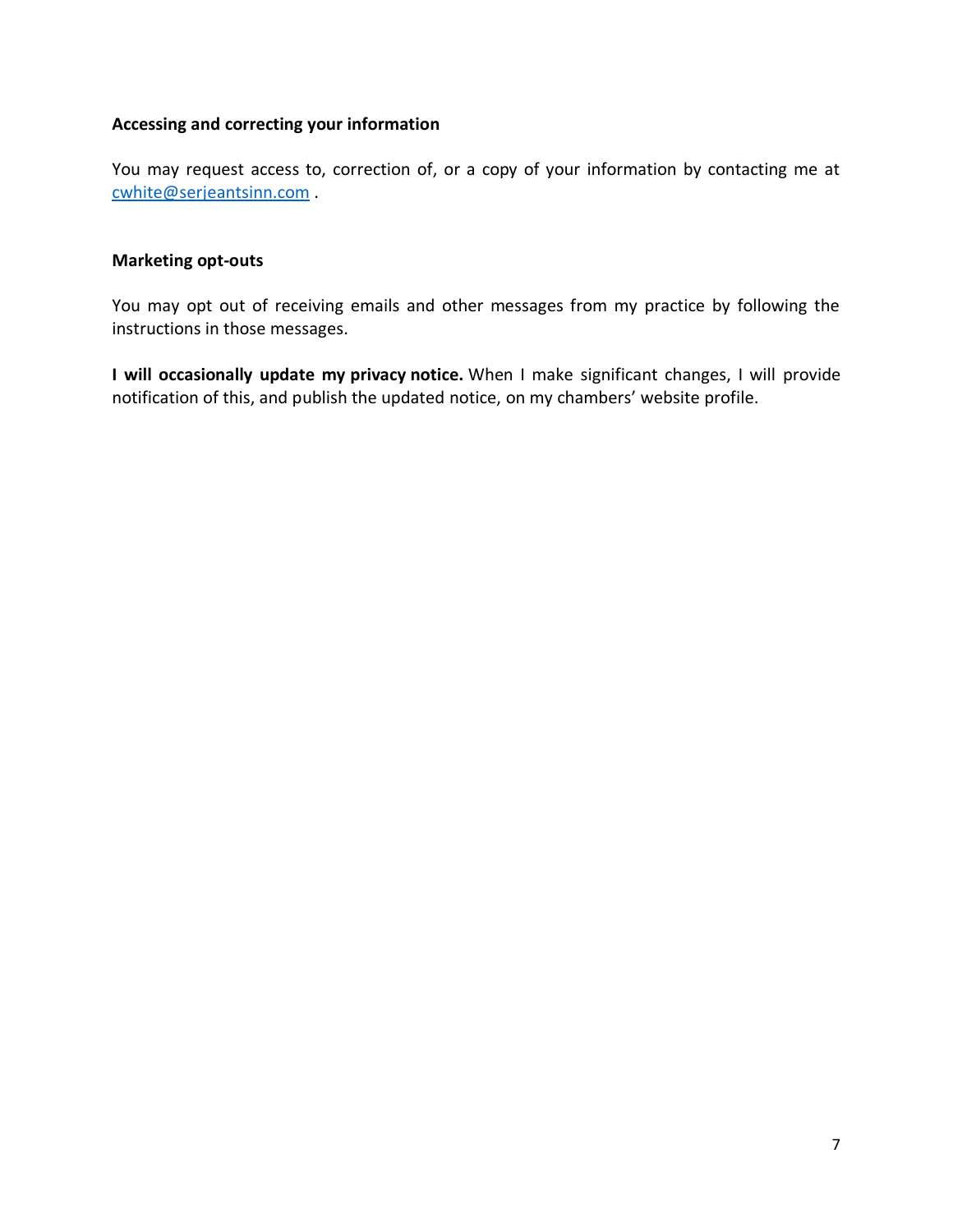### Accessing and correcting your information

You may request access to, correction of, or a copy of your information by contacting me at [cwhite@serjeantsinn.com](mailto:cwhite@serjeantsinn.com) .

### Marketing opt-outs

You may opt out of receiving emails and other messages from my practice by following the instructions in those messages.

**I will occasionally update my privacy notice.** When I make significant changes, I will provide notification of this, and publish the updated notice, on my chambers' website profile.